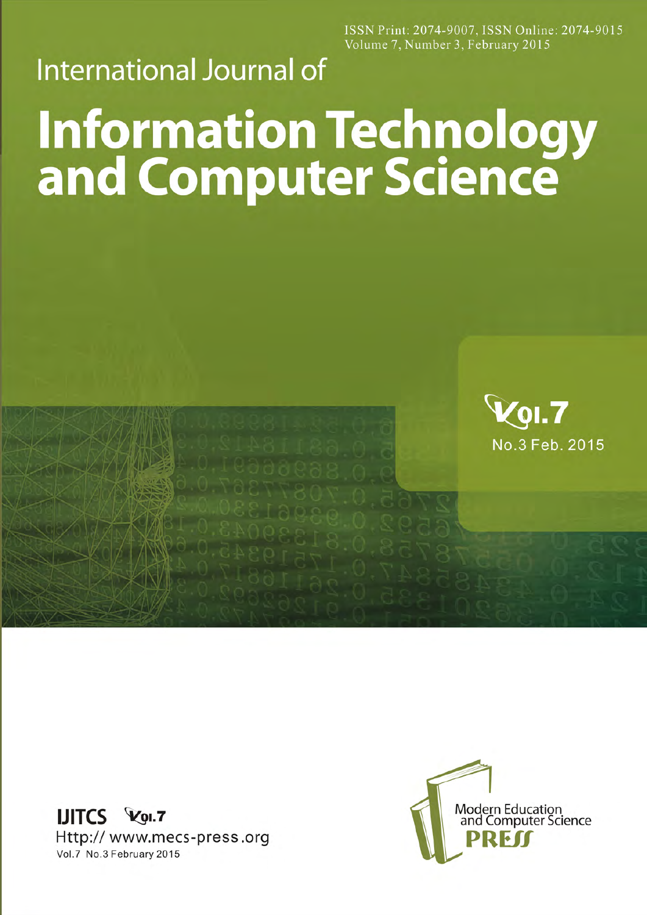ISSN Print: 2074-9007, ISSN Online: 2074-9015
Volume 7, Number 3, February 2015

International Journal of

# Information Technology and Computer Science

Vol.7
No.3 Feb. 2015

**IJITCS** Vol.7
Http:// www.mecs-press.org
Vol.7 No.3 February 2015

Modern Education and Computer Science PRESS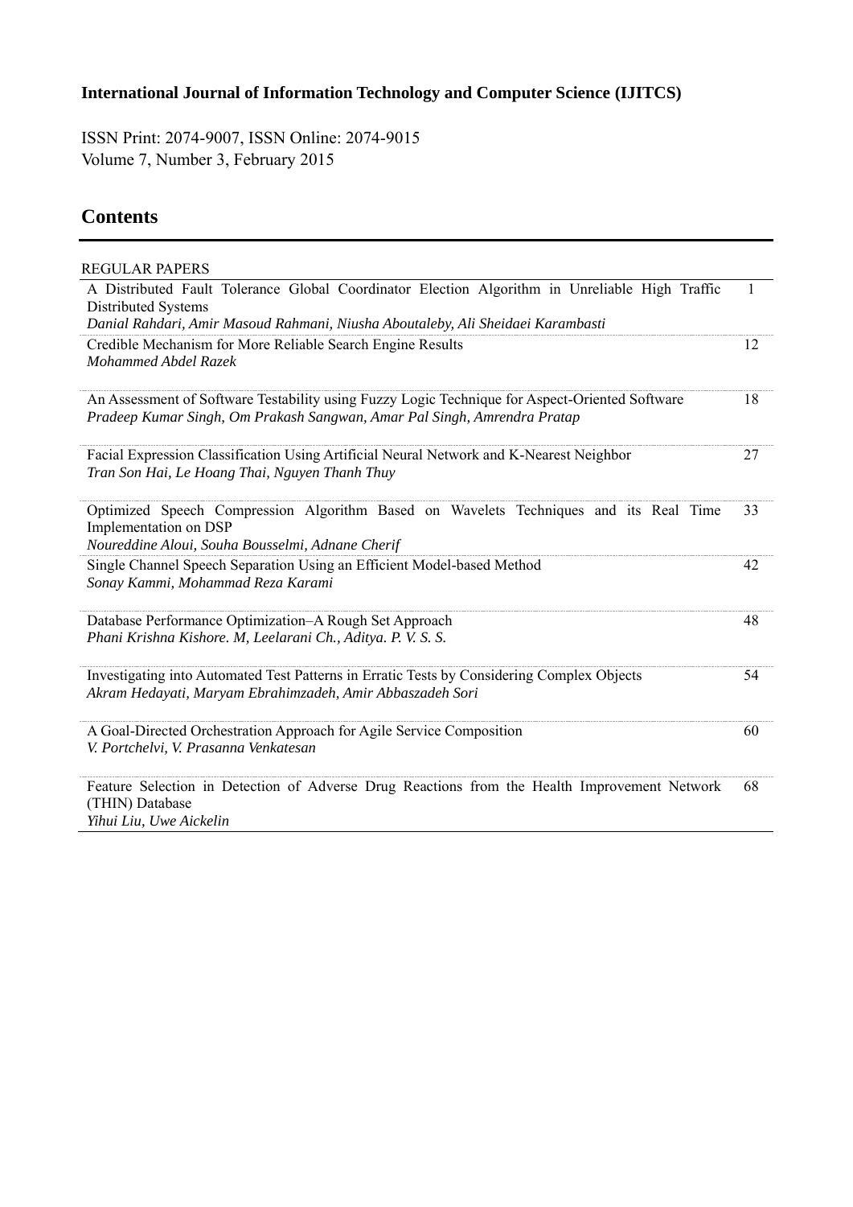**International Journal of Information Technology and Computer Science (IJITCS)**

ISSN Print: 2074-9007, ISSN Online: 2074-9015
Volume 7, Number 3, February 2015

## Contents

REGULAR PAPERS

| | |
|---|---|
| A Distributed Fault Tolerance Global Coordinator Election Algorithm in Unreliable High Traffic Distributed Systems<br>*Danial Rahdari, Amir Masoud Rahmani, Niusha Aboutaleby, Ali Sheidaei Karambasti* | 1 |
| Credible Mechanism for More Reliable Search Engine Results<br>*Mohammed Abdel Razek* | 12 |
| An Assessment of Software Testability using Fuzzy Logic Technique for Aspect-Oriented Software<br>*Pradeep Kumar Singh, Om Prakash Sangwan, Amar Pal Singh, Amrendra Pratap* | 18 |
| Facial Expression Classification Using Artificial Neural Network and K-Nearest Neighbor<br>*Tran Son Hai, Le Hoang Thai, Nguyen Thanh Thuy* | 27 |
| Optimized Speech Compression Algorithm Based on Wavelets Techniques and its Real Time Implementation on DSP<br>*Noureddine Aloui, Souha Bousselmi, Adnane Cherif* | 33 |
| Single Channel Speech Separation Using an Efficient Model-based Method<br>*Sonay Kammi, Mohammad Reza Karami* | 42 |
| Database Performance Optimization–A Rough Set Approach<br>*Phani Krishna Kishore. M, Leelarani Ch., Aditya. P. V. S. S.* | 48 |
| Investigating into Automated Test Patterns in Erratic Tests by Considering Complex Objects<br>*Akram Hedayati, Maryam Ebrahimzadeh, Amir Abbaszadeh Sori* | 54 |
| A Goal-Directed Orchestration Approach for Agile Service Composition<br>*V. Portchelvi, V. Prasanna Venkatesan* | 60 |
| Feature Selection in Detection of Adverse Drug Reactions from the Health Improvement Network (THIN) Database<br>*Yihui Liu, Uwe Aickelin* | 68 |